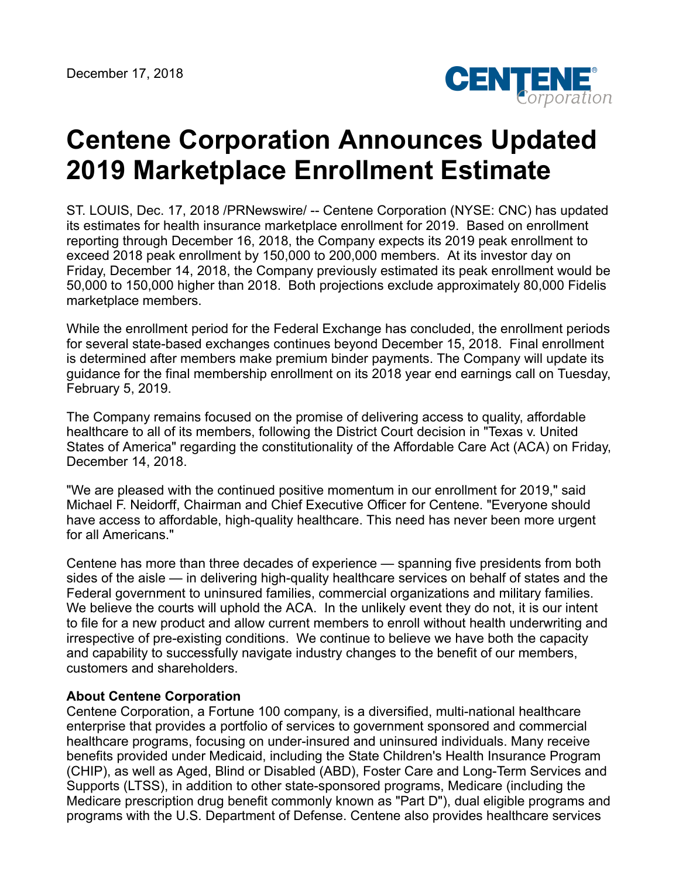December 17, 2018

# Centene Corporation Announces Updated 2019 Marketplace Enrollment Estimate

ST. LOUIS, Dec. 17, 2018 /PRNewswire/ -- Centene Corporation (NYSE: CNC) has updated its estimates for health insurance marketplace enrollment for 2019. Based on enrollment reporting through December 16, 2018, the Company expects its 2019 peak enrollment to exceed 2018 peak enrollment by 150,000 to 200,000 members. At its investor day on Friday, December 14, 2018, the Company previously estimated its peak enrollment would be 50,000 to 150,000 higher than 2018. Both projections exclude approximately 80,000 Fidelis marketplace members.

While the enrollment period for the Federal Exchange has concluded, the enrollment periods for several state-based exchanges continues beyond December 15, 2018. Final enrollment is determined after members make premium binder payments. The Company will update its guidance for the final membership enrollment on its 2018 year end earnings call on Tuesday, February 5, 2019.

The Company remains focused on the promise of delivering access to quality, affordable healthcare to all of its members, following the District Court decision in "Texas v. United States of America" regarding the constitutionality of the Affordable Care Act (ACA) on Friday, December 14, 2018.

"We are pleased with the continued positive momentum in our enrollment for 2019," said Michael F. Neidorff, Chairman and Chief Executive Officer for Centene. "Everyone should have access to affordable, high-quality healthcare. This need has never been more urgent for all Americans."

Centene has more than three decades of experience — spanning five presidents from both sides of the aisle — in delivering high-quality healthcare services on behalf of states and the Federal government to uninsured families, commercial organizations and military families. We believe the courts will uphold the ACA. In the unlikely event they do not, it is our intent to file for a new product and allow current members to enroll without health underwriting and irrespective of pre-existing conditions. We continue to believe we have both the capacity and capability to successfully navigate industry changes to the benefit of our members, customers and shareholders.

**About Centene Corporation**
Centene Corporation, a Fortune 100 company, is a diversified, multi-national healthcare enterprise that provides a portfolio of services to government sponsored and commercial healthcare programs, focusing on under-insured and uninsured individuals. Many receive benefits provided under Medicaid, including the State Children's Health Insurance Program (CHIP), as well as Aged, Blind or Disabled (ABD), Foster Care and Long-Term Services and Supports (LTSS), in addition to other state-sponsored programs, Medicare (including the Medicare prescription drug benefit commonly known as "Part D"), dual eligible programs and programs with the U.S. Department of Defense. Centene also provides healthcare services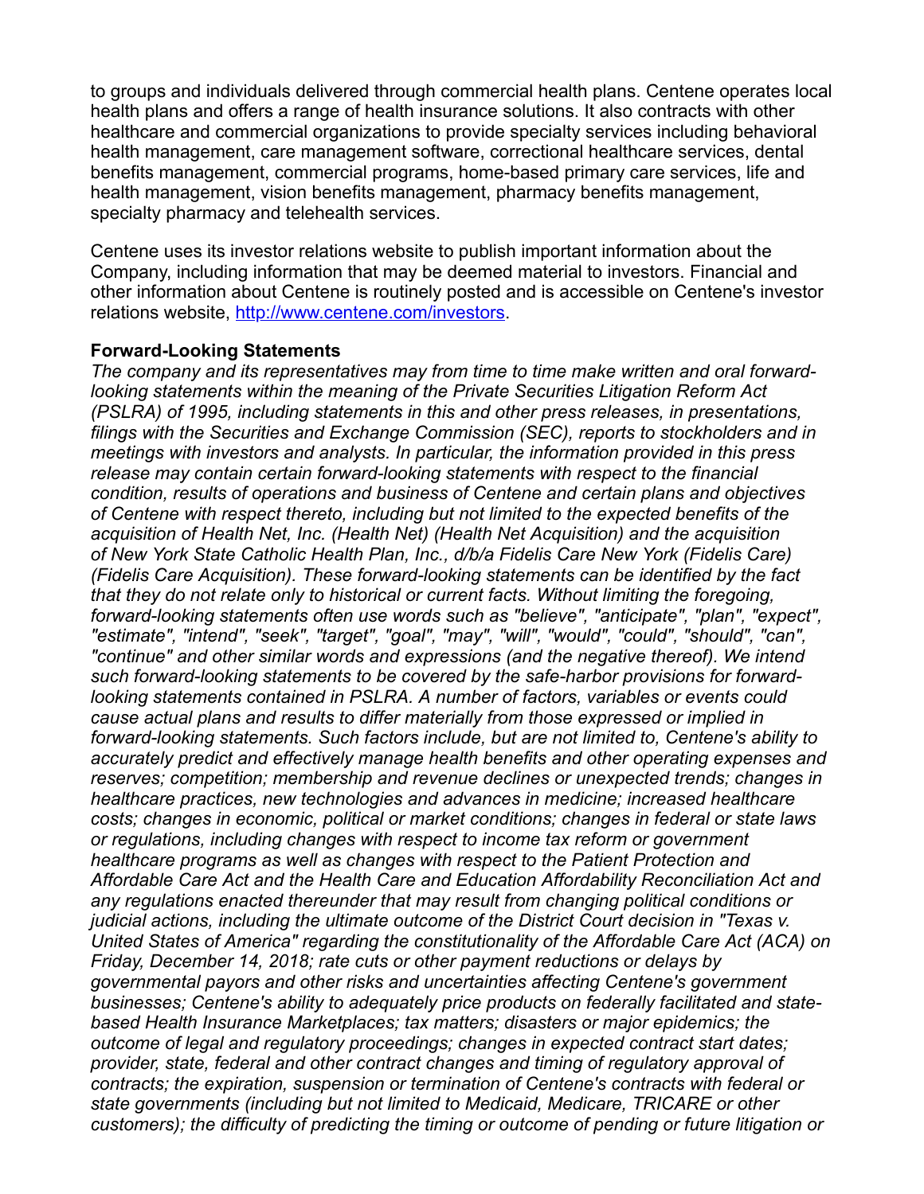to groups and individuals delivered through commercial health plans. Centene operates local health plans and offers a range of health insurance solutions. It also contracts with other healthcare and commercial organizations to provide specialty services including behavioral health management, care management software, correctional healthcare services, dental benefits management, commercial programs, home-based primary care services, life and health management, vision benefits management, pharmacy benefits management, specialty pharmacy and telehealth services.

Centene uses its investor relations website to publish important information about the Company, including information that may be deemed material to investors. Financial and other information about Centene is routinely posted and is accessible on Centene's investor relations website, [http://www.centene.com/investors](http://www.centene.com/investors).

**Forward-Looking Statements**

*The company and its representatives may from time to time make written and oral forward-looking statements within the meaning of the Private Securities Litigation Reform Act (PSLRA) of 1995, including statements in this and other press releases, in presentations, filings with the Securities and Exchange Commission (SEC), reports to stockholders and in meetings with investors and analysts. In particular, the information provided in this press release may contain certain forward-looking statements with respect to the financial condition, results of operations and business of Centene and certain plans and objectives of Centene with respect thereto, including but not limited to the expected benefits of the acquisition of Health Net, Inc. (Health Net) (Health Net Acquisition) and the acquisition of New York State Catholic Health Plan, Inc., d/b/a Fidelis Care New York (Fidelis Care) (Fidelis Care Acquisition). These forward-looking statements can be identified by the fact that they do not relate only to historical or current facts. Without limiting the foregoing, forward-looking statements often use words such as "believe", "anticipate", "plan", "expect", "estimate", "intend", "seek", "target", "goal", "may", "will", "would", "could", "should", "can", "continue" and other similar words and expressions (and the negative thereof). We intend such forward-looking statements to be covered by the safe-harbor provisions for forward-looking statements contained in PSLRA. A number of factors, variables or events could cause actual plans and results to differ materially from those expressed or implied in forward-looking statements. Such factors include, but are not limited to, Centene's ability to accurately predict and effectively manage health benefits and other operating expenses and reserves; competition; membership and revenue declines or unexpected trends; changes in healthcare practices, new technologies and advances in medicine; increased healthcare costs; changes in economic, political or market conditions; changes in federal or state laws or regulations, including changes with respect to income tax reform or government healthcare programs as well as changes with respect to the Patient Protection and Affordable Care Act and the Health Care and Education Affordability Reconciliation Act and any regulations enacted thereunder that may result from changing political conditions or judicial actions, including the ultimate outcome of the District Court decision in "Texas v. United States of America" regarding the constitutionality of the Affordable Care Act (ACA) on Friday, December 14, 2018; rate cuts or other payment reductions or delays by governmental payors and other risks and uncertainties affecting Centene's government businesses; Centene's ability to adequately price products on federally facilitated and state-based Health Insurance Marketplaces; tax matters; disasters or major epidemics; the outcome of legal and regulatory proceedings; changes in expected contract start dates; provider, state, federal and other contract changes and timing of regulatory approval of contracts; the expiration, suspension or termination of Centene's contracts with federal or state governments (including but not limited to Medicaid, Medicare, TRICARE or other customers); the difficulty of predicting the timing or outcome of pending or future litigation or*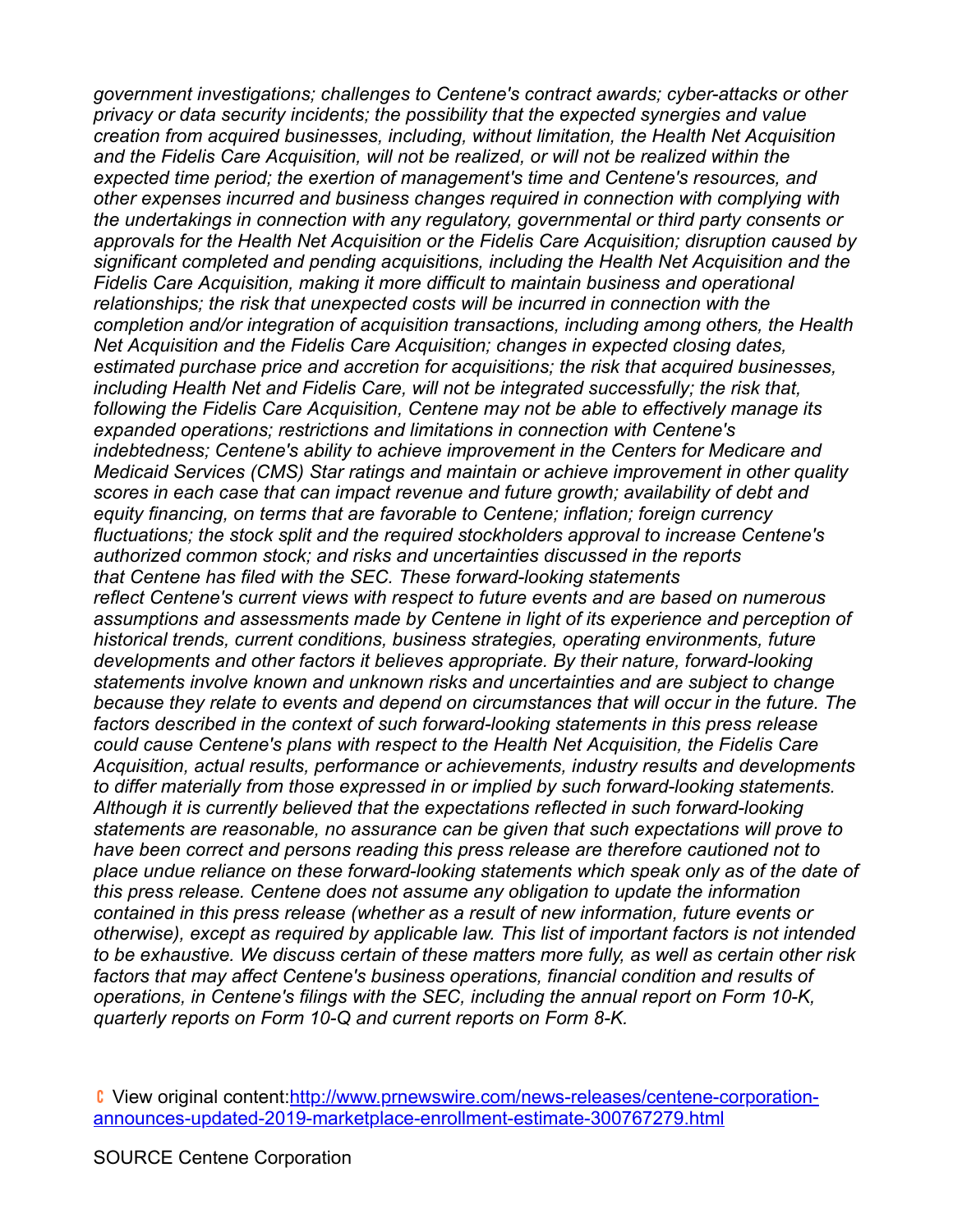*government investigations; challenges to Centene's contract awards; cyber-attacks or other privacy or data security incidents; the possibility that the expected synergies and value creation from acquired businesses, including, without limitation, the Health Net Acquisition and the Fidelis Care Acquisition, will not be realized, or will not be realized within the expected time period; the exertion of management's time and Centene's resources, and other expenses incurred and business changes required in connection with complying with the undertakings in connection with any regulatory, governmental or third party consents or approvals for the Health Net Acquisition or the Fidelis Care Acquisition; disruption caused by significant completed and pending acquisitions, including the Health Net Acquisition and the Fidelis Care Acquisition, making it more difficult to maintain business and operational relationships; the risk that unexpected costs will be incurred in connection with the completion and/or integration of acquisition transactions, including among others, the Health Net Acquisition and the Fidelis Care Acquisition; changes in expected closing dates, estimated purchase price and accretion for acquisitions; the risk that acquired businesses, including Health Net and Fidelis Care, will not be integrated successfully; the risk that, following the Fidelis Care Acquisition, Centene may not be able to effectively manage its expanded operations; restrictions and limitations in connection with Centene's indebtedness; Centene's ability to achieve improvement in the Centers for Medicare and Medicaid Services (CMS) Star ratings and maintain or achieve improvement in other quality scores in each case that can impact revenue and future growth; availability of debt and equity financing, on terms that are favorable to Centene; inflation; foreign currency fluctuations; the stock split and the required stockholders approval to increase Centene's authorized common stock; and risks and uncertainties discussed in the reports that Centene has filed with the SEC. These forward-looking statements reflect Centene's current views with respect to future events and are based on numerous assumptions and assessments made by Centene in light of its experience and perception of historical trends, current conditions, business strategies, operating environments, future developments and other factors it believes appropriate. By their nature, forward-looking statements involve known and unknown risks and uncertainties and are subject to change because they relate to events and depend on circumstances that will occur in the future. The factors described in the context of such forward-looking statements in this press release could cause Centene's plans with respect to the Health Net Acquisition, the Fidelis Care Acquisition, actual results, performance or achievements, industry results and developments to differ materially from those expressed in or implied by such forward-looking statements. Although it is currently believed that the expectations reflected in such forward-looking statements are reasonable, no assurance can be given that such expectations will prove to have been correct and persons reading this press release are therefore cautioned not to place undue reliance on these forward-looking statements which speak only as of the date of this press release. Centene does not assume any obligation to update the information contained in this press release (whether as a result of new information, future events or otherwise), except as required by applicable law. This list of important factors is not intended to be exhaustive. We discuss certain of these matters more fully, as well as certain other risk factors that may affect Centene's business operations, financial condition and results of operations, in Centene's filings with the SEC, including the annual report on Form 10-K, quarterly reports on Form 10-Q and current reports on Form 8-K.*

View original content:[http://www.prnewswire.com/news-releases/centene-corporation-announces-updated-2019-marketplace-enrollment-estimate-300767279.html](http://www.prnewswire.com/news-releases/centene-corporation-announces-updated-2019-marketplace-enrollment-estimate-300767279.html)

SOURCE Centene Corporation